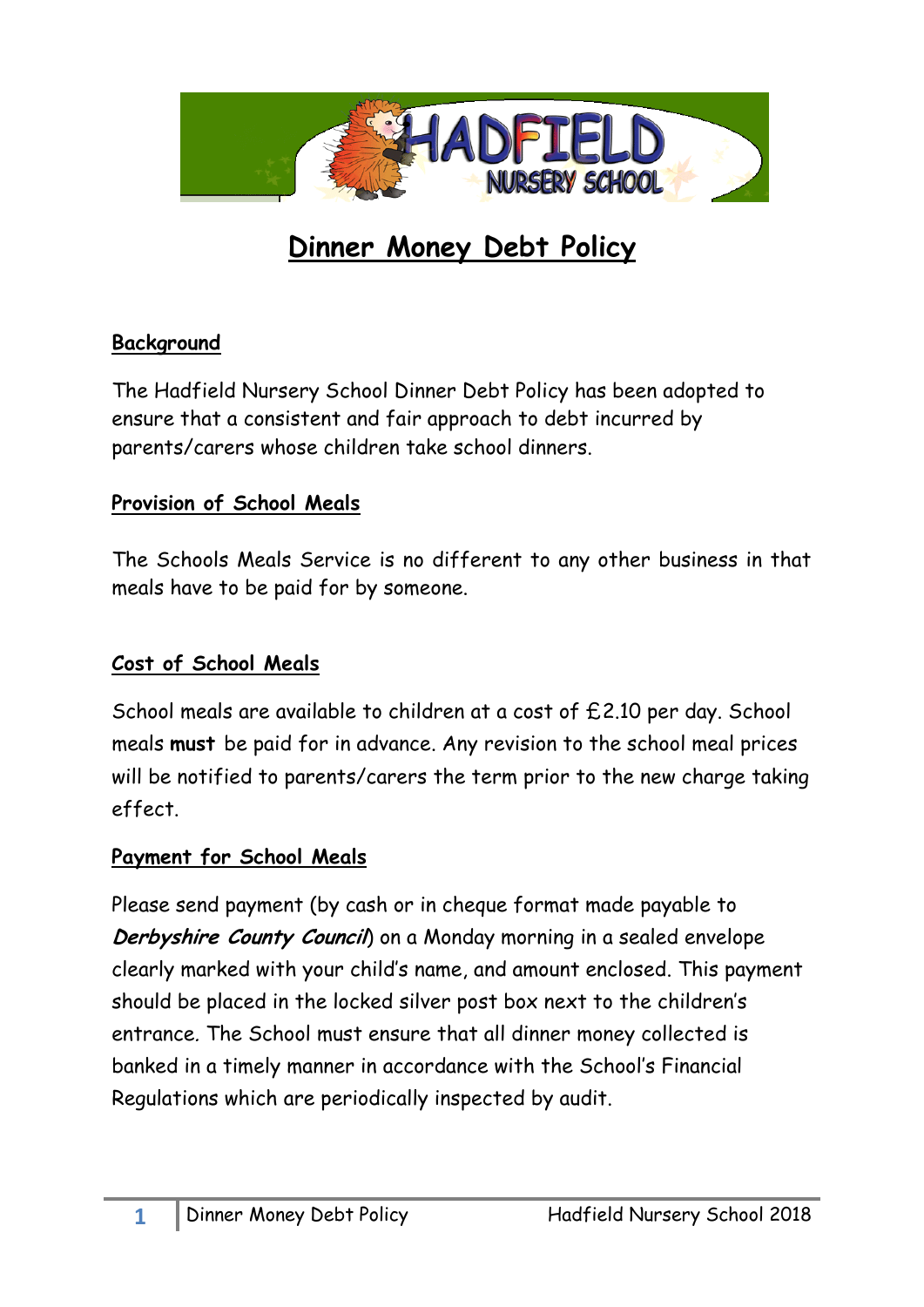# Dinner Money Debt Policy

## Background

The Hadfield Nursery School Dinner Debt Policy has been adopted to ensure that a consistent and fair approach to debt incurred by parents/carers whose children take school dinners.

## Provision of School Meals

The Schools Meals Service is no different to any other business in that meals have to be paid for by someone.

## Cost of School Meals

School meals are available to children at a cost of £2.10 per day. School meals **must** be paid for in advance. Any revision to the school meal prices will be notified to parents/carers the term prior to the new charge taking effect.

## Payment for School Meals

Please send payment (by cash or in cheque format made payable to ***Derbyshire County Council***) on a Monday morning in a sealed envelope clearly marked with your child's name, and amount enclosed. This payment should be placed in the locked silver post box next to the children's entrance. The School must ensure that all dinner money collected is banked in a timely manner in accordance with the School's Financial Regulations which are periodically inspected by audit.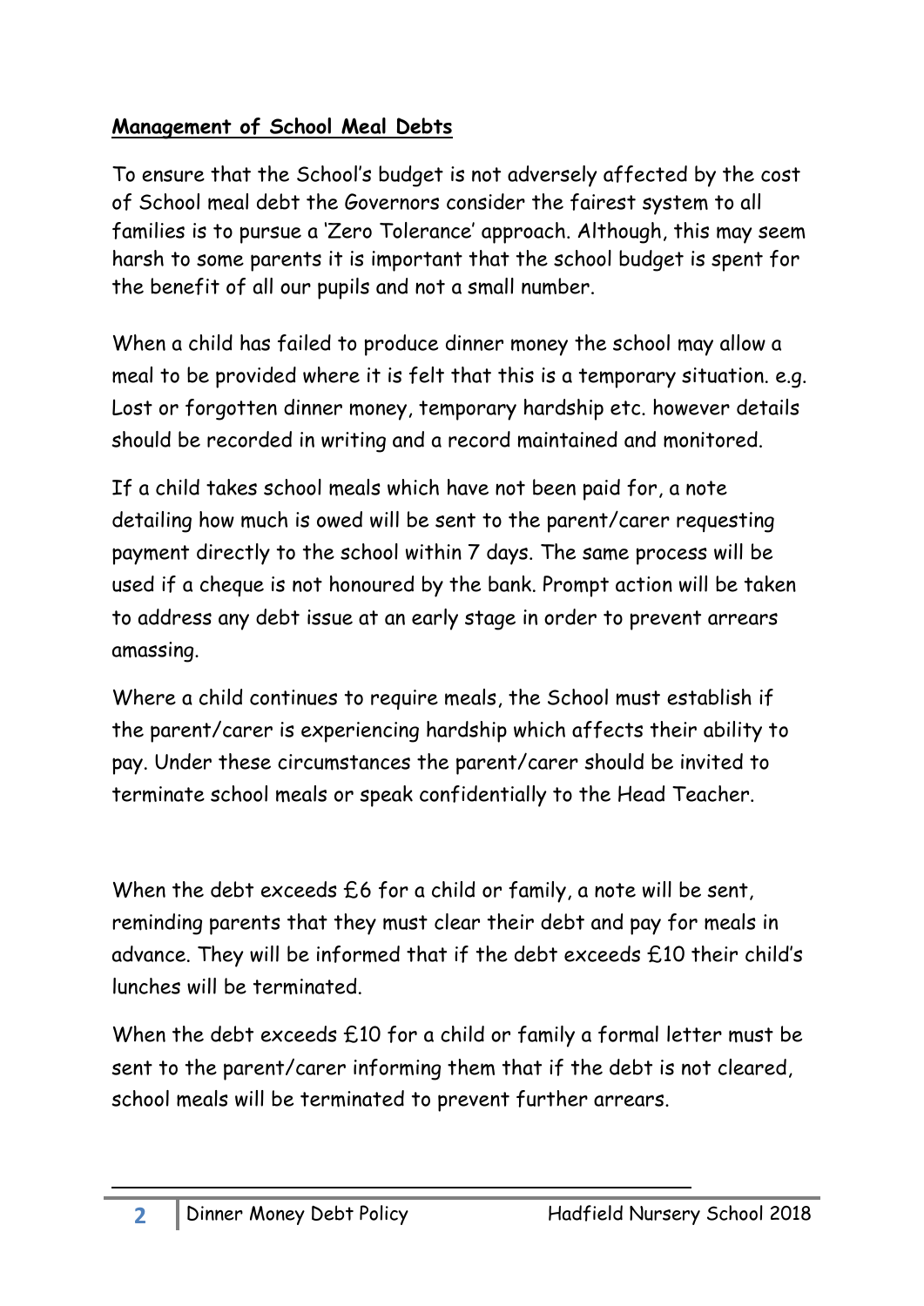**Management of School Meal Debts**

To ensure that the School's budget is not adversely affected by the cost of School meal debt the Governors consider the fairest system to all families is to pursue a 'Zero Tolerance' approach. Although, this may seem harsh to some parents it is important that the school budget is spent for the benefit of all our pupils and not a small number.

When a child has failed to produce dinner money the school may allow a meal to be provided where it is felt that this is a temporary situation. e.g. Lost or forgotten dinner money, temporary hardship etc. however details should be recorded in writing and a record maintained and monitored.

If a child takes school meals which have not been paid for, a note detailing how much is owed will be sent to the parent/carer requesting payment directly to the school within 7 days. The same process will be used if a cheque is not honoured by the bank. Prompt action will be taken to address any debt issue at an early stage in order to prevent arrears amassing.

Where a child continues to require meals, the School must establish if the parent/carer is experiencing hardship which affects their ability to pay. Under these circumstances the parent/carer should be invited to terminate school meals or speak confidentially to the Head Teacher.

When the debt exceeds £6 for a child or family, a note will be sent, reminding parents that they must clear their debt and pay for meals in advance. They will be informed that if the debt exceeds £10 their child's lunches will be terminated.

When the debt exceeds £10 for a child or family a formal letter must be sent to the parent/carer informing them that if the debt is not cleared, school meals will be terminated to prevent further arrears.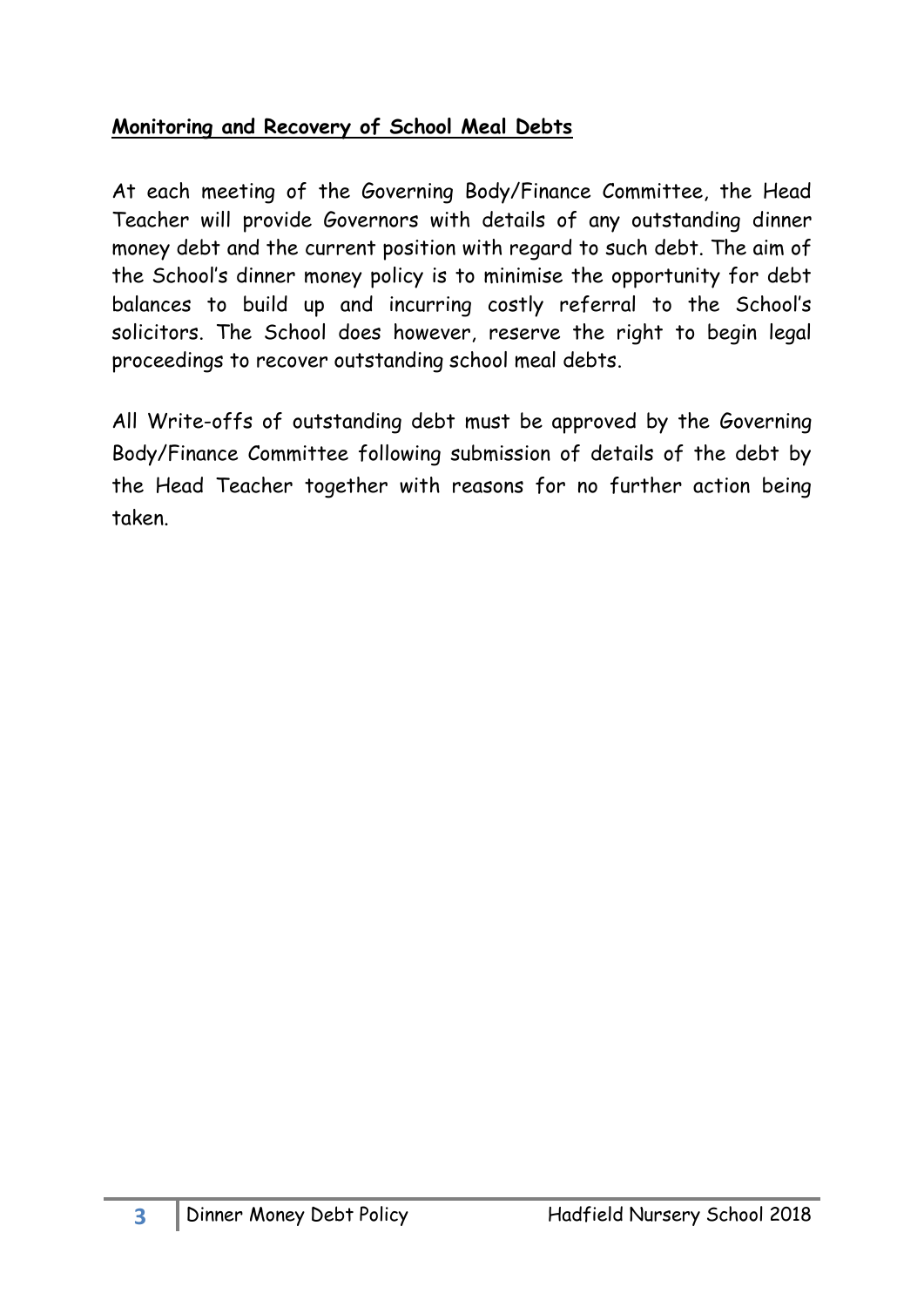## **Monitoring and Recovery of School Meal Debts**

At each meeting of the Governing Body/Finance Committee, the Head Teacher will provide Governors with details of any outstanding dinner money debt and the current position with regard to such debt. The aim of the School's dinner money policy is to minimise the opportunity for debt balances to build up and incurring costly referral to the School's solicitors. The School does however, reserve the right to begin legal proceedings to recover outstanding school meal debts.

All Write-offs of outstanding debt must be approved by the Governing Body/Finance Committee following submission of details of the debt by the Head Teacher together with reasons for no further action being taken.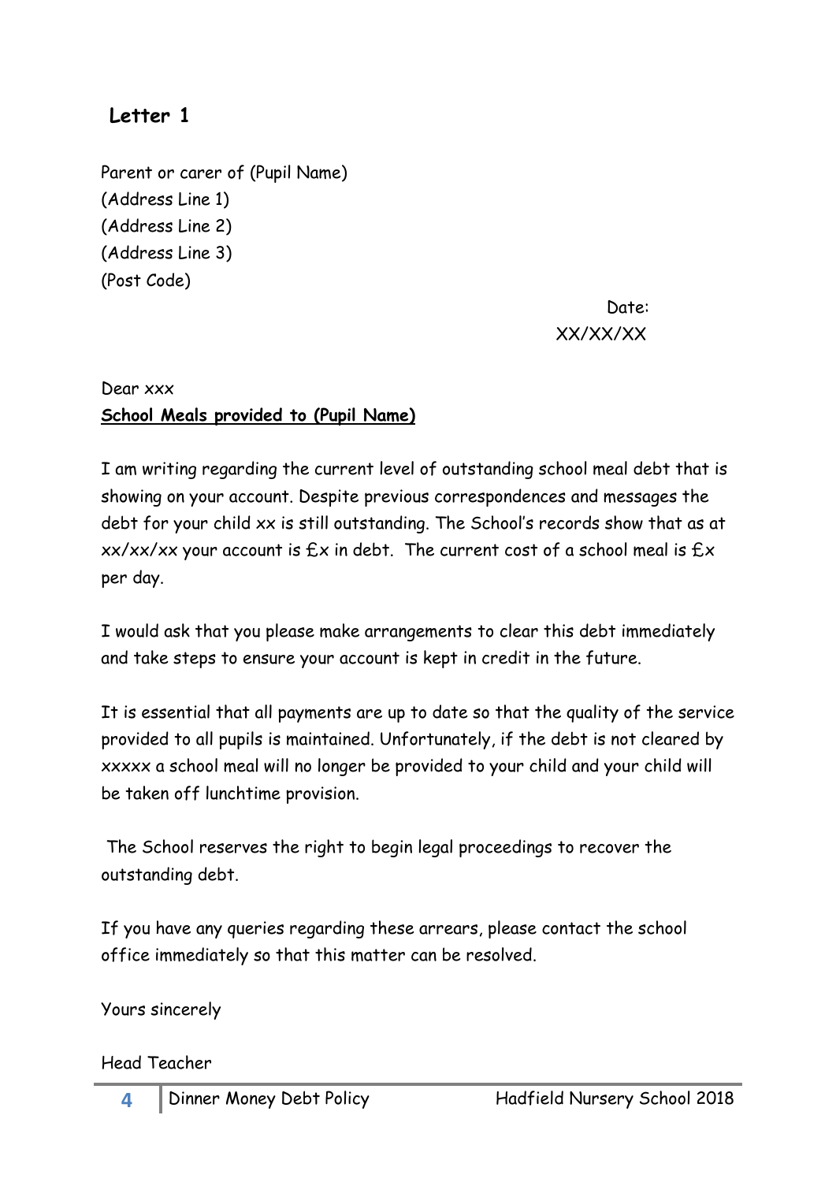## Letter 1

Parent or carer of (Pupil Name)
(Address Line 1)
(Address Line 2)
(Address Line 3)
(Post Code)

Date:
XX/XX/XX

Dear xxx

**School Meals provided to (Pupil Name)**

I am writing regarding the current level of outstanding school meal debt that is showing on your account. Despite previous correspondences and messages the debt for your child xx is still outstanding. The School's records show that as at xx/xx/xx your account is £x in debt. The current cost of a school meal is £x per day.

I would ask that you please make arrangements to clear this debt immediately and take steps to ensure your account is kept in credit in the future.

It is essential that all payments are up to date so that the quality of the service provided to all pupils is maintained. Unfortunately, if the debt is not cleared by xxxxx a school meal will no longer be provided to your child and your child will be taken off lunchtime provision.

The School reserves the right to begin legal proceedings to recover the outstanding debt.

If you have any queries regarding these arrears, please contact the school office immediately so that this matter can be resolved.

Yours sincerely

Head Teacher